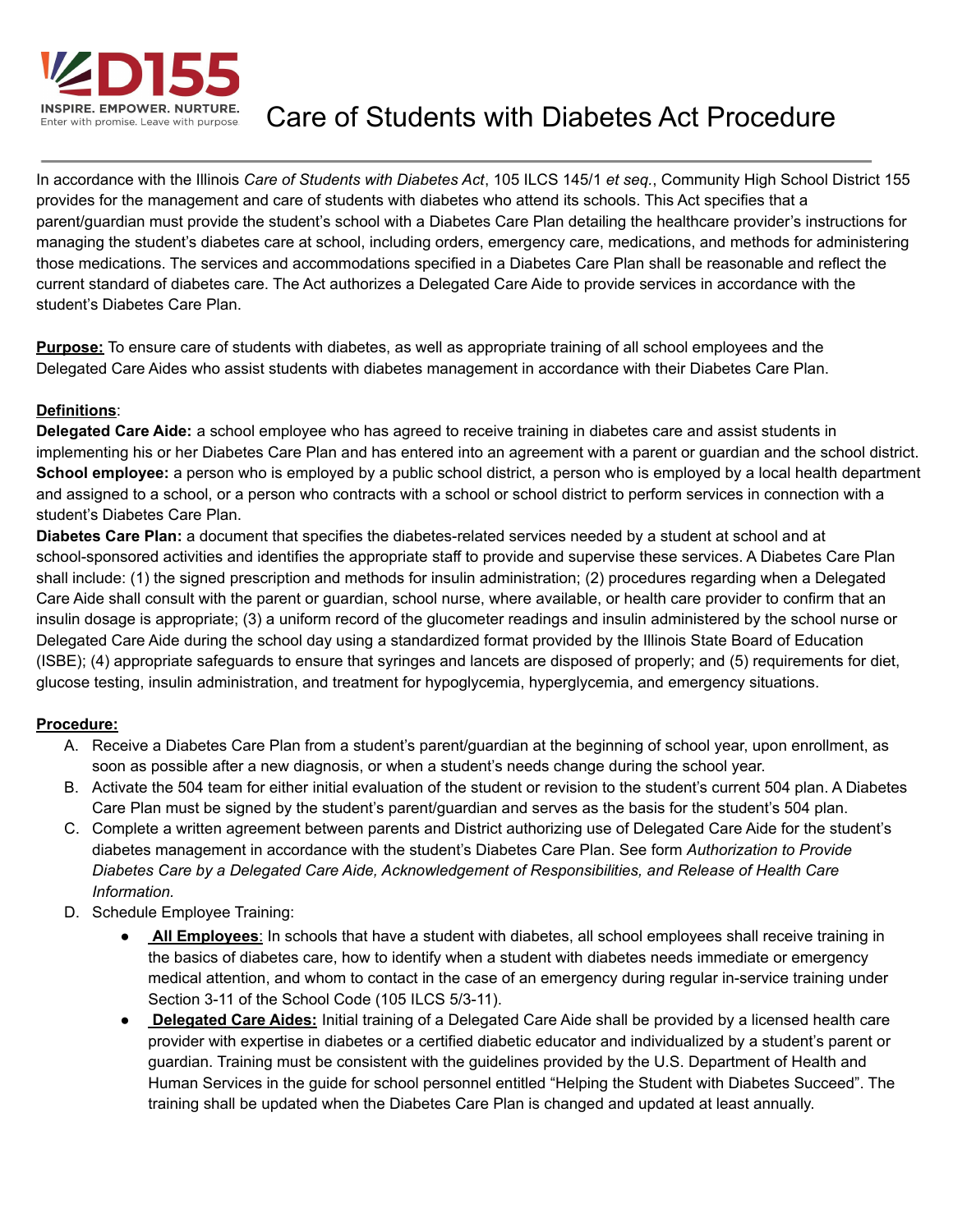# Care of Students with Diabetes Act Procedure

In accordance with the Illinois *Care of Students with Diabetes Act*, 105 ILCS 145/1 *et seq.*, Community High School District 155 provides for the management and care of students with diabetes who attend its schools. This Act specifies that a parent/guardian must provide the student's school with a Diabetes Care Plan detailing the healthcare provider's instructions for managing the student's diabetes care at school, including orders, emergency care, medications, and methods for administering those medications. The services and accommodations specified in a Diabetes Care Plan shall be reasonable and reflect the current standard of diabetes care. The Act authorizes a Delegated Care Aide to provide services in accordance with the student's Diabetes Care Plan.

**Purpose:** To ensure care of students with diabetes, as well as appropriate training of all school employees and the Delegated Care Aides who assist students with diabetes management in accordance with their Diabetes Care Plan.

**Definitions**:

**Delegated Care Aide:** a school employee who has agreed to receive training in diabetes care and assist students in implementing his or her Diabetes Care Plan and has entered into an agreement with a parent or guardian and the school district.

**School employee:** a person who is employed by a public school district, a person who is employed by a local health department and assigned to a school, or a person who contracts with a school or school district to perform services in connection with a student's Diabetes Care Plan.

**Diabetes Care Plan:** a document that specifies the diabetes-related services needed by a student at school and at school-sponsored activities and identifies the appropriate staff to provide and supervise these services. A Diabetes Care Plan shall include: (1) the signed prescription and methods for insulin administration; (2) procedures regarding when a Delegated Care Aide shall consult with the parent or guardian, school nurse, where available, or health care provider to confirm that an insulin dosage is appropriate; (3) a uniform record of the glucometer readings and insulin administered by the school nurse or Delegated Care Aide during the school day using a standardized format provided by the Illinois State Board of Education (ISBE); (4) appropriate safeguards to ensure that syringes and lancets are disposed of properly; and (5) requirements for diet, glucose testing, insulin administration, and treatment for hypoglycemia, hyperglycemia, and emergency situations.

**Procedure:**

A. Receive a Diabetes Care Plan from a student's parent/guardian at the beginning of school year, upon enrollment, as soon as possible after a new diagnosis, or when a student's needs change during the school year.

B. Activate the 504 team for either initial evaluation of the student or revision to the student's current 504 plan. A Diabetes Care Plan must be signed by the student's parent/guardian and serves as the basis for the student's 504 plan.

C. Complete a written agreement between parents and District authorizing use of Delegated Care Aide for the student's diabetes management in accordance with the student's Diabetes Care Plan. See form *Authorization to Provide Diabetes Care by a Delegated Care Aide, Acknowledgement of Responsibilities, and Release of Health Care Information.*

D. Schedule Employee Training:

- **All Employees**: In schools that have a student with diabetes, all school employees shall receive training in the basics of diabetes care, how to identify when a student with diabetes needs immediate or emergency medical attention, and whom to contact in the case of an emergency during regular in-service training under Section 3-11 of the School Code (105 ILCS 5/3-11).
- **Delegated Care Aides:** Initial training of a Delegated Care Aide shall be provided by a licensed health care provider with expertise in diabetes or a certified diabetic educator and individualized by a student's parent or guardian. Training must be consistent with the guidelines provided by the U.S. Department of Health and Human Services in the guide for school personnel entitled "Helping the Student with Diabetes Succeed". The training shall be updated when the Diabetes Care Plan is changed and updated at least annually.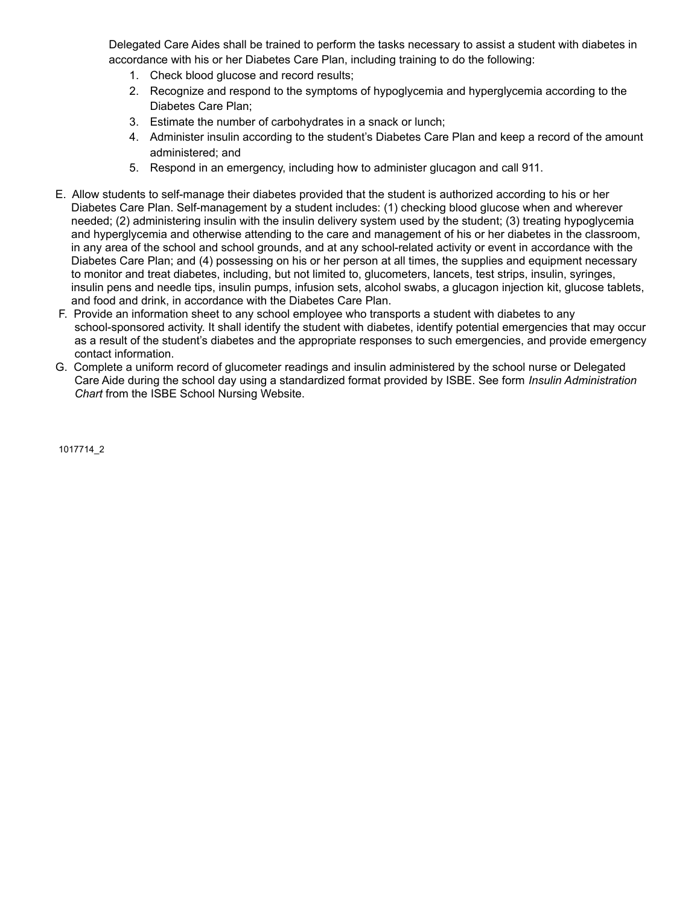Delegated Care Aides shall be trained to perform the tasks necessary to assist a student with diabetes in accordance with his or her Diabetes Care Plan, including training to do the following:

1. Check blood glucose and record results;
2. Recognize and respond to the symptoms of hypoglycemia and hyperglycemia according to the Diabetes Care Plan;
3. Estimate the number of carbohydrates in a snack or lunch;
4. Administer insulin according to the student's Diabetes Care Plan and keep a record of the amount administered; and
5. Respond in an emergency, including how to administer glucagon and call 911.

E. Allow students to self-manage their diabetes provided that the student is authorized according to his or her Diabetes Care Plan. Self-management by a student includes: (1) checking blood glucose when and wherever needed; (2) administering insulin with the insulin delivery system used by the student; (3) treating hypoglycemia and hyperglycemia and otherwise attending to the care and management of his or her diabetes in the classroom, in any area of the school and school grounds, and at any school-related activity or event in accordance with the Diabetes Care Plan; and (4) possessing on his or her person at all times, the supplies and equipment necessary to monitor and treat diabetes, including, but not limited to, glucometers, lancets, test strips, insulin, syringes, insulin pens and needle tips, insulin pumps, infusion sets, alcohol swabs, a glucagon injection kit, glucose tablets, and food and drink, in accordance with the Diabetes Care Plan.

F. Provide an information sheet to any school employee who transports a student with diabetes to any school-sponsored activity. It shall identify the student with diabetes, identify potential emergencies that may occur as a result of the student's diabetes and the appropriate responses to such emergencies, and provide emergency contact information.

G. Complete a uniform record of glucometer readings and insulin administered by the school nurse or Delegated Care Aide during the school day using a standardized format provided by ISBE. See form *Insulin Administration Chart* from the ISBE School Nursing Website.

1017714_2